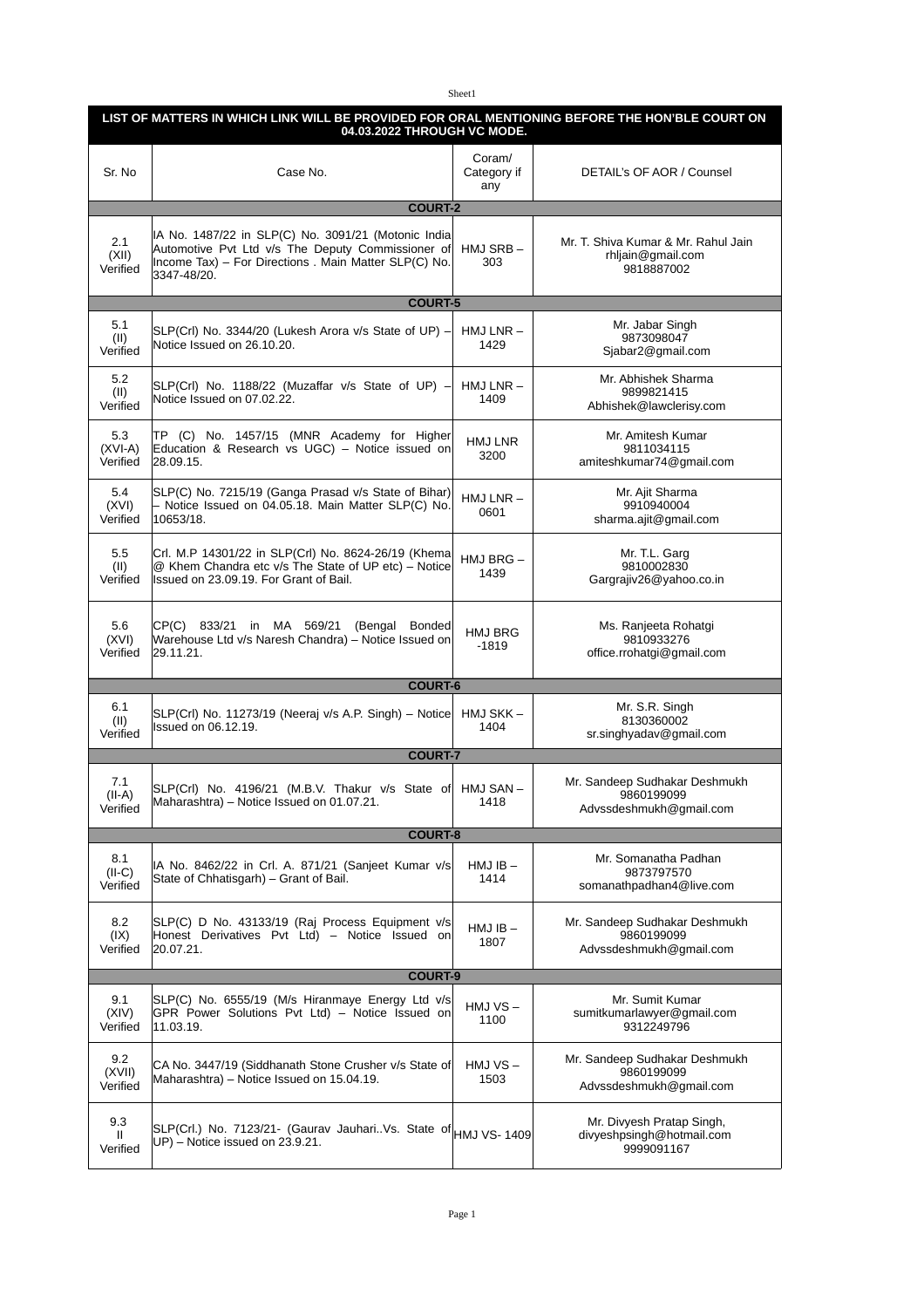## LIST OF MATTERS IN WHICH LINK WILL BE PROVIDED FOR ORAL MENTIONING BEFORE THE HON'BLE COURT ON 04.03.2022 THROUGH VC MODE.

| Sr. No | Case No. | Coram/ Category if any | DETAIL's OF AOR / Counsel |
|---|---|---|---|
| **COURT-2** | | | |
| 2.1 (XII) Verified | IA No. 1487/22 in SLP(C) No. 3091/21 (Motonic India Automotive Pvt Ltd v/s The Deputy Commissioner of Income Tax) – For Directions . Main Matter SLP(C) No. 3347-48/20. | HMJ SRB – 303 | Mr. T. Shiva Kumar & Mr. Rahul Jain rhljain@gmail.com 9818887002 |
| **COURT-5** | | | |
| 5.1 (II) Verified | SLP(Crl) No. 3344/20 (Lukesh Arora v/s State of UP) – Notice Issued on 26.10.20. | HMJ LNR – 1429 | Mr. Jabar Singh 9873098047 Sjabar2@gmail.com |
| 5.2 (II) Verified | SLP(Crl) No. 1188/22 (Muzaffar v/s State of UP) – Notice Issued on 07.02.22. | HMJ LNR – 1409 | Mr. Abhishek Sharma 9899821415 Abhishek@lawclerisy.com |
| 5.3 (XVI-A) Verified | TP (C) No. 1457/15 (MNR Academy for Higher Education & Research vs UGC) – Notice issued on 28.09.15. | HMJ LNR 3200 | Mr. Amitesh Kumar 9811034115 amiteshkumar74@gmail.com |
| 5.4 (XVI) Verified | SLP(C) No. 7215/19 (Ganga Prasad v/s State of Bihar) – Notice Issued on 04.05.18. Main Matter SLP(C) No. 10653/18. | HMJ LNR – 0601 | Mr. Ajit Sharma 9910940004 sharma.ajit@gmail.com |
| 5.5 (II) Verified | Crl. M.P 14301/22 in SLP(Crl) No. 8624-26/19 (Khema @ Khem Chandra etc v/s The State of UP etc) – Notice Issued on 23.09.19. For Grant of Bail. | HMJ BRG – 1439 | Mr. T.L. Garg 9810002830 Gargrajiv26@yahoo.co.in |
| 5.6 (XVI) Verified | CP(C) 833/21 in MA 569/21 (Bengal Bonded Warehouse Ltd v/s Naresh Chandra) – Notice Issued on 29.11.21. | HMJ BRG -1819 | Ms. Ranjeeta Rohatgi 9810933276 office.rrohatgi@gmail.com |
| **COURT-6** | | | |
| 6.1 (II) Verified | SLP(Crl) No. 11273/19 (Neeraj v/s A.P. Singh) – Notice Issued on 06.12.19. | HMJ SKK – 1404 | Mr. S.R. Singh 8130360002 sr.singhyadav@gmail.com |
| **COURT-7** | | | |
| 7.1 (II-A) Verified | SLP(Crl) No. 4196/21 (M.B.V. Thakur v/s State of Maharashtra) – Notice Issued on 01.07.21. | HMJ SAN – 1418 | Mr. Sandeep Sudhakar Deshmukh 9860199099 Advssdeshmukh@gmail.com |
| **COURT-8** | | | |
| 8.1 (II-C) Verified | IA No. 8462/22 in Crl. A. 871/21 (Sanjeet Kumar v/s State of Chhatisgarh) – Grant of Bail. | HMJ IB – 1414 | Mr. Somanatha Padhan 9873797570 somanathpadhan4@live.com |
| 8.2 (IX) Verified | SLP(C) D No. 43133/19 (Raj Process Equipment v/s Honest Derivatives Pvt Ltd) – Notice Issued on 20.07.21. | HMJ IB – 1807 | Mr. Sandeep Sudhakar Deshmukh 9860199099 Advssdeshmukh@gmail.com |
| **COURT-9** | | | |
| 9.1 (XIV) Verified | SLP(C) No. 6555/19 (M/s Hiranmaye Energy Ltd v/s GPR Power Solutions Pvt Ltd) – Notice Issued on 11.03.19. | HMJ VS – 1100 | Mr. Sumit Kumar sumitkumarlawyer@gmail.com 9312249796 |
| 9.2 (XVII) Verified | CA No. 3447/19 (Siddhanath Stone Crusher v/s State of Maharashtra) – Notice Issued on 15.04.19. | HMJ VS – 1503 | Mr. Sandeep Sudhakar Deshmukh 9860199099 Advssdeshmukh@gmail.com |
| 9.3 II Verified | SLP(Crl.) No. 7123/21- (Gaurav Jauhari..Vs. State of UP) – Notice issued on 23.9.21. | HMJ VS- 1409 | Mr. Divyesh Pratap Singh, divyeshpsingh@hotmail.com 9999091167 |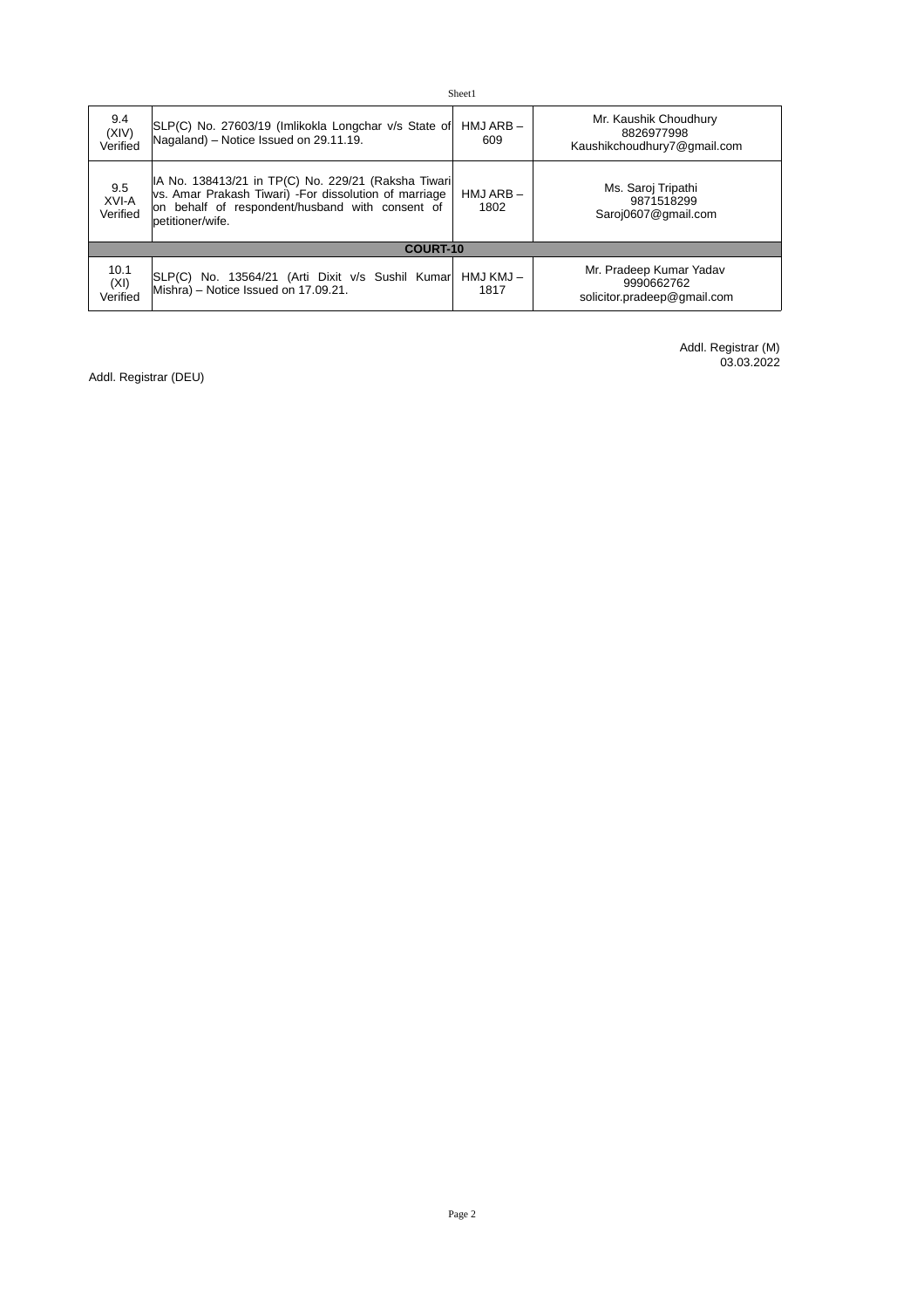| | | | |
|---|---|---|---|
| 9.4 (XIV) Verified | SLP(C) No. 27603/19 (Imlikokla Longchar v/s State of Nagaland) – Notice Issued on 29.11.19. | HMJ ARB – 609 | Mr. Kaushik Choudhury 8826977998 Kaushikchoudhury7@gmail.com |
| 9.5 XVI-A Verified | IA No. 138413/21 in TP(C) No. 229/21 (Raksha Tiwari vs. Amar Prakash Tiwari) -For dissolution of marriage on behalf of respondent/husband with consent of petitioner/wife. | HMJ ARB – 1802 | Ms. Saroj Tripathi 9871518299 Saroj0607@gmail.com |
| **COURT-10** | | | |
| 10.1 (XI) Verified | SLP(C) No. 13564/21 (Arti Dixit v/s Sushil Kumar Mishra) – Notice Issued on 17.09.21. | HMJ KMJ – 1817 | Mr. Pradeep Kumar Yadav 9990662762 solicitor.pradeep@gmail.com |

Addl. Registrar (M)
03.03.2022

Addl. Registrar (DEU)